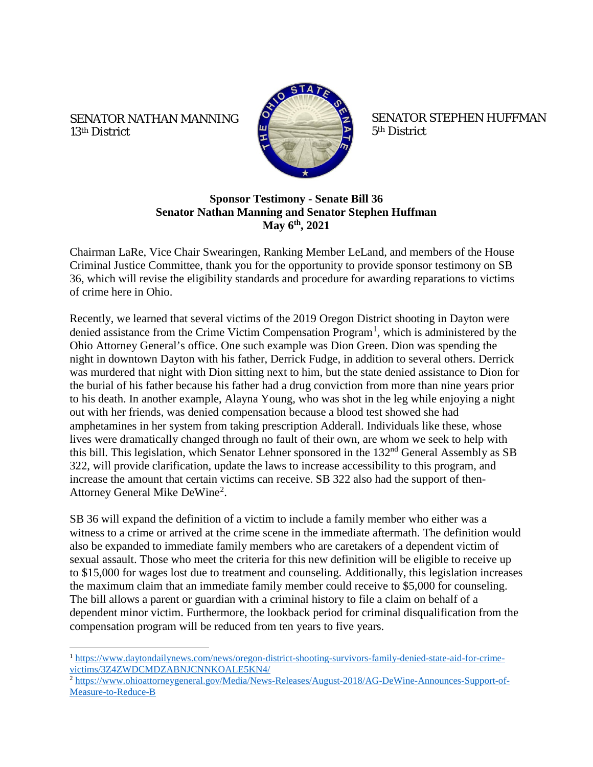SENATOR NATHAN MANNING
13th District

SENATOR STEPHEN HUFFMAN
5th District

**Sponsor Testimony - Senate Bill 36**
**Senator Nathan Manning and Senator Stephen Huffman**
**May 6th, 2021**

Chairman LaRe, Vice Chair Swearingen, Ranking Member LeLand, and members of the House Criminal Justice Committee, thank you for the opportunity to provide sponsor testimony on SB 36, which will revise the eligibility standards and procedure for awarding reparations to victims of crime here in Ohio.

Recently, we learned that several victims of the 2019 Oregon District shooting in Dayton were denied assistance from the Crime Victim Compensation Program[1], which is administered by the Ohio Attorney General's office. One such example was Dion Green. Dion was spending the night in downtown Dayton with his father, Derrick Fudge, in addition to several others. Derrick was murdered that night with Dion sitting next to him, but the state denied assistance to Dion for the burial of his father because his father had a drug conviction from more than nine years prior to his death. In another example, Alayna Young, who was shot in the leg while enjoying a night out with her friends, was denied compensation because a blood test showed she had amphetamines in her system from taking prescription Adderall. Individuals like these, whose lives were dramatically changed through no fault of their own, are whom we seek to help with this bill. This legislation, which Senator Lehner sponsored in the 132nd General Assembly as SB 322, will provide clarification, update the laws to increase accessibility to this program, and increase the amount that certain victims can receive. SB 322 also had the support of then-Attorney General Mike DeWine[2].

SB 36 will expand the definition of a victim to include a family member who either was a witness to a crime or arrived at the crime scene in the immediate aftermath. The definition would also be expanded to immediate family members who are caretakers of a dependent victim of sexual assault. Those who meet the criteria for this new definition will be eligible to receive up to $15,000 for wages lost due to treatment and counseling. Additionally, this legislation increases the maximum claim that an immediate family member could receive to $5,000 for counseling. The bill allows a parent or guardian with a criminal history to file a claim on behalf of a dependent minor victim. Furthermore, the lookback period for criminal disqualification from the compensation program will be reduced from ten years to five years.

---

[1] https://www.daytondailynews.com/news/oregon-district-shooting-survivors-family-denied-state-aid-for-crime-victims/3Z4ZWDCMDZABNJCNNKOALE5KN4/

[2] https://www.ohioattorneygeneral.gov/Media/News-Releases/August-2018/AG-DeWine-Announces-Support-of-Measure-to-Reduce-B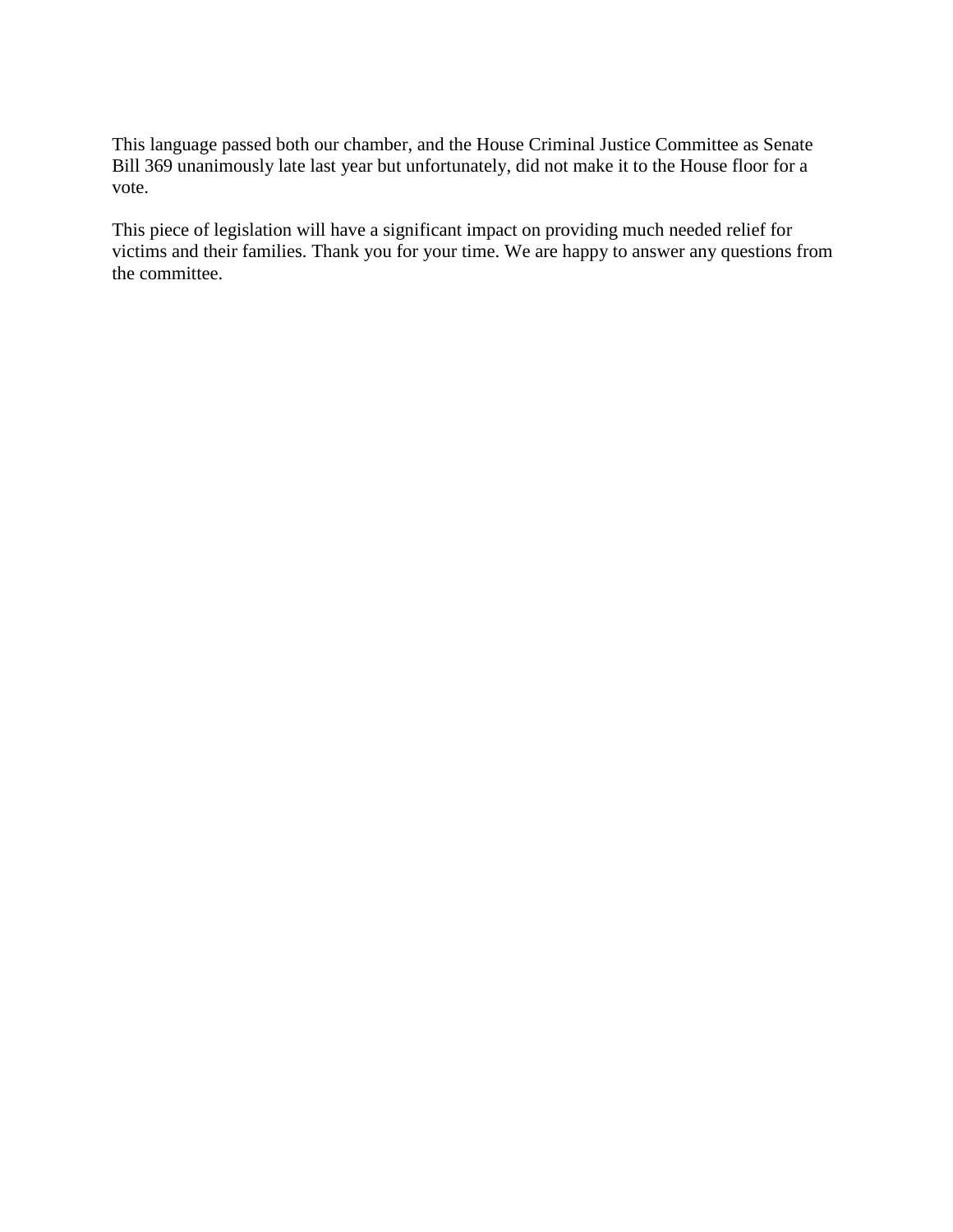This language passed both our chamber, and the House Criminal Justice Committee as Senate Bill 369 unanimously late last year but unfortunately, did not make it to the House floor for a vote.

This piece of legislation will have a significant impact on providing much needed relief for victims and their families. Thank you for your time. We are happy to answer any questions from the committee.